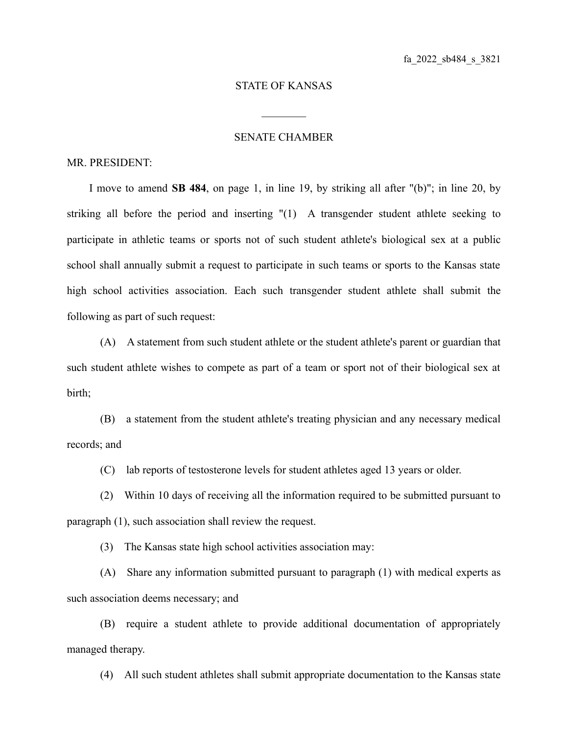fa_2022_sb484_s_3821

STATE OF KANSAS

________

SENATE CHAMBER

MR. PRESIDENT:

I move to amend **SB 484**, on page 1, in line 19, by striking all after "(b)"; in line 20, by striking all before the period and inserting "(1) A transgender student athlete seeking to participate in athletic teams or sports not of such student athlete's biological sex at a public school shall annually submit a request to participate in such teams or sports to the Kansas state high school activities association. Each such transgender student athlete shall submit the following as part of such request:

(A) A statement from such student athlete or the student athlete's parent or guardian that such student athlete wishes to compete as part of a team or sport not of their biological sex at birth;

(B) a statement from the student athlete's treating physician and any necessary medical records; and

(C) lab reports of testosterone levels for student athletes aged 13 years or older.

(2) Within 10 days of receiving all the information required to be submitted pursuant to paragraph (1), such association shall review the request.

(3) The Kansas state high school activities association may:

(A) Share any information submitted pursuant to paragraph (1) with medical experts as such association deems necessary; and

(B) require a student athlete to provide additional documentation of appropriately managed therapy.

(4) All such student athletes shall submit appropriate documentation to the Kansas state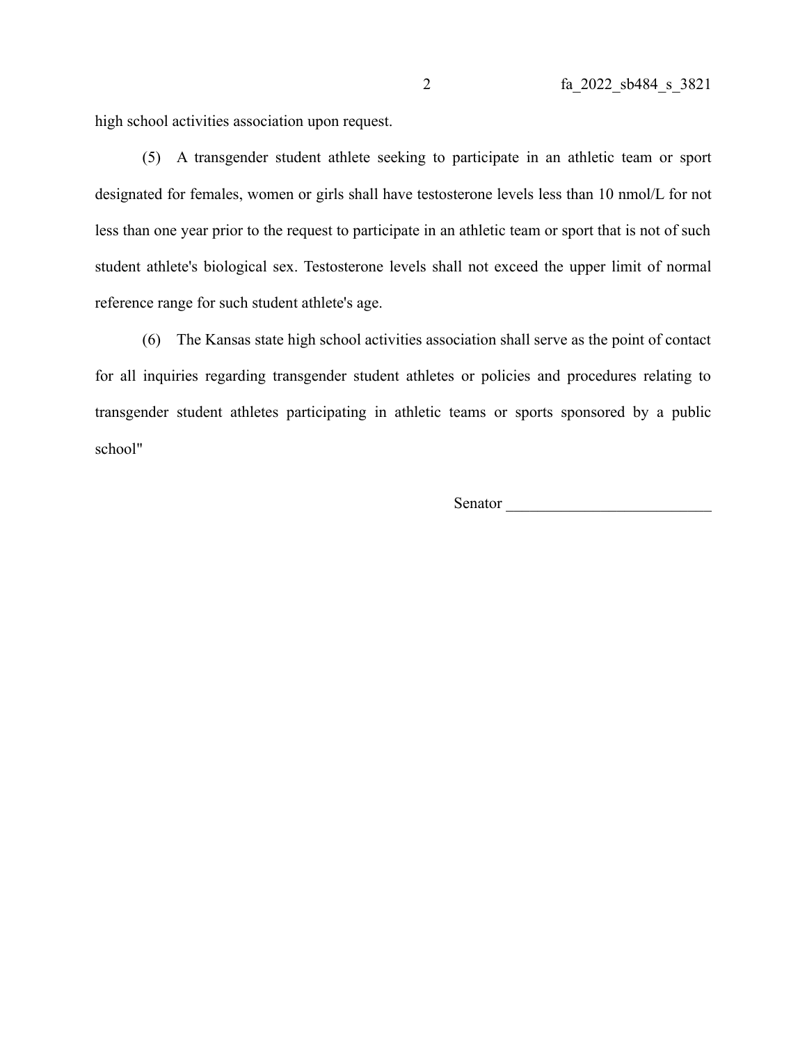high school activities association upon request.

(5) A transgender student athlete seeking to participate in an athletic team or sport designated for females, women or girls shall have testosterone levels less than 10 nmol/L for not less than one year prior to the request to participate in an athletic team or sport that is not of such student athlete's biological sex. Testosterone levels shall not exceed the upper limit of normal reference range for such student athlete's age.

(6) The Kansas state high school activities association shall serve as the point of contact for all inquiries regarding transgender student athletes or policies and procedures relating to transgender student athletes participating in athletic teams or sports sponsored by a public school"

Senator ___________________________